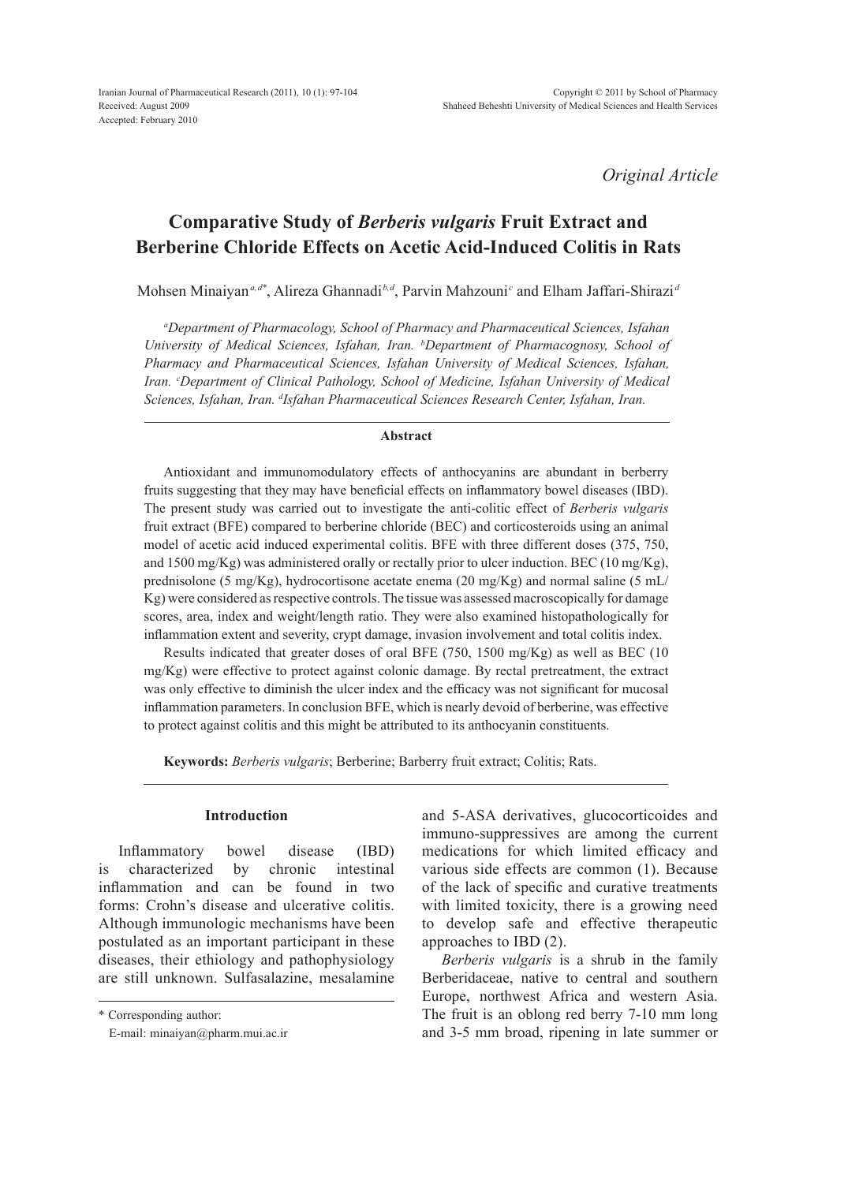Received: August 2009
Accepted: February 2010

*Original Article*

# Comparative Study of *Berberis vulgaris* Fruit Extract and Berberine Chloride Effects on Acetic Acid-Induced Colitis in Rats

Mohsen Minaiyan[a,d*], Alireza Ghannadi[b,d], Parvin Mahzouni[c] and Elham Jaffari-Shirazi[d]

[a]Department of Pharmacology, School of Pharmacy and Pharmaceutical Sciences, Isfahan University of Medical Sciences, Isfahan, Iran. [b]Department of Pharmacognosy, School of Pharmacy and Pharmaceutical Sciences, Isfahan University of Medical Sciences, Isfahan, Iran. [c]Department of Clinical Pathology, School of Medicine, Isfahan University of Medical Sciences, Isfahan, Iran. [d]Isfahan Pharmaceutical Sciences Research Center, Isfahan, Iran.

## Abstract

Antioxidant and immunomodulatory effects of anthocyanins are abundant in berberry fruits suggesting that they may have beneficial effects on inflammatory bowel diseases (IBD). The present study was carried out to investigate the anti-colitic effect of *Berberis vulgaris* fruit extract (BFE) compared to berberine chloride (BEC) and corticosteroids using an animal model of acetic acid induced experimental colitis. BFE with three different doses (375, 750, and 1500 mg/Kg) was administered orally or rectally prior to ulcer induction. BEC (10 mg/Kg), prednisolone (5 mg/Kg), hydrocortisone acetate enema (20 mg/Kg) and normal saline (5 mL/Kg) were considered as respective controls. The tissue was assessed macroscopically for damage scores, area, index and weight/length ratio. They were also examined histopathologically for inflammation extent and severity, crypt damage, invasion involvement and total colitis index.

Results indicated that greater doses of oral BFE (750, 1500 mg/Kg) as well as BEC (10 mg/Kg) were effective to protect against colonic damage. By rectal pretreatment, the extract was only effective to diminish the ulcer index and the efficacy was not significant for mucosal inflammation parameters. In conclusion BFE, which is nearly devoid of berberine, was effective to protect against colitis and this might be attributed to its anthocyanin constituents.

**Keywords:** *Berberis vulgaris*; Berberine; Barberry fruit extract; Colitis; Rats.

## Introduction

Inflammatory bowel disease (IBD) is characterized by chronic intestinal inflammation and can be found in two forms: Crohn's disease and ulcerative colitis. Although immunologic mechanisms have been postulated as an important participant in these diseases, their ethiology and pathophysiology are still unknown. Sulfasalazine, mesalamine and 5-ASA derivatives, glucocorticoides and immuno-suppressives are among the current medications for which limited efficacy and various side effects are common (1). Because of the lack of specific and curative treatments with limited toxicity, there is a growing need to develop safe and effective therapeutic approaches to IBD (2).

*Berberis vulgaris* is a shrub in the family Berberidaceae, native to central and southern Europe, northwest Africa and western Asia. The fruit is an oblong red berry 7-10 mm long and 3-5 mm broad, ripening in late summer or

\* Corresponding author:
E-mail: minaiyan@pharm.mui.ac.ir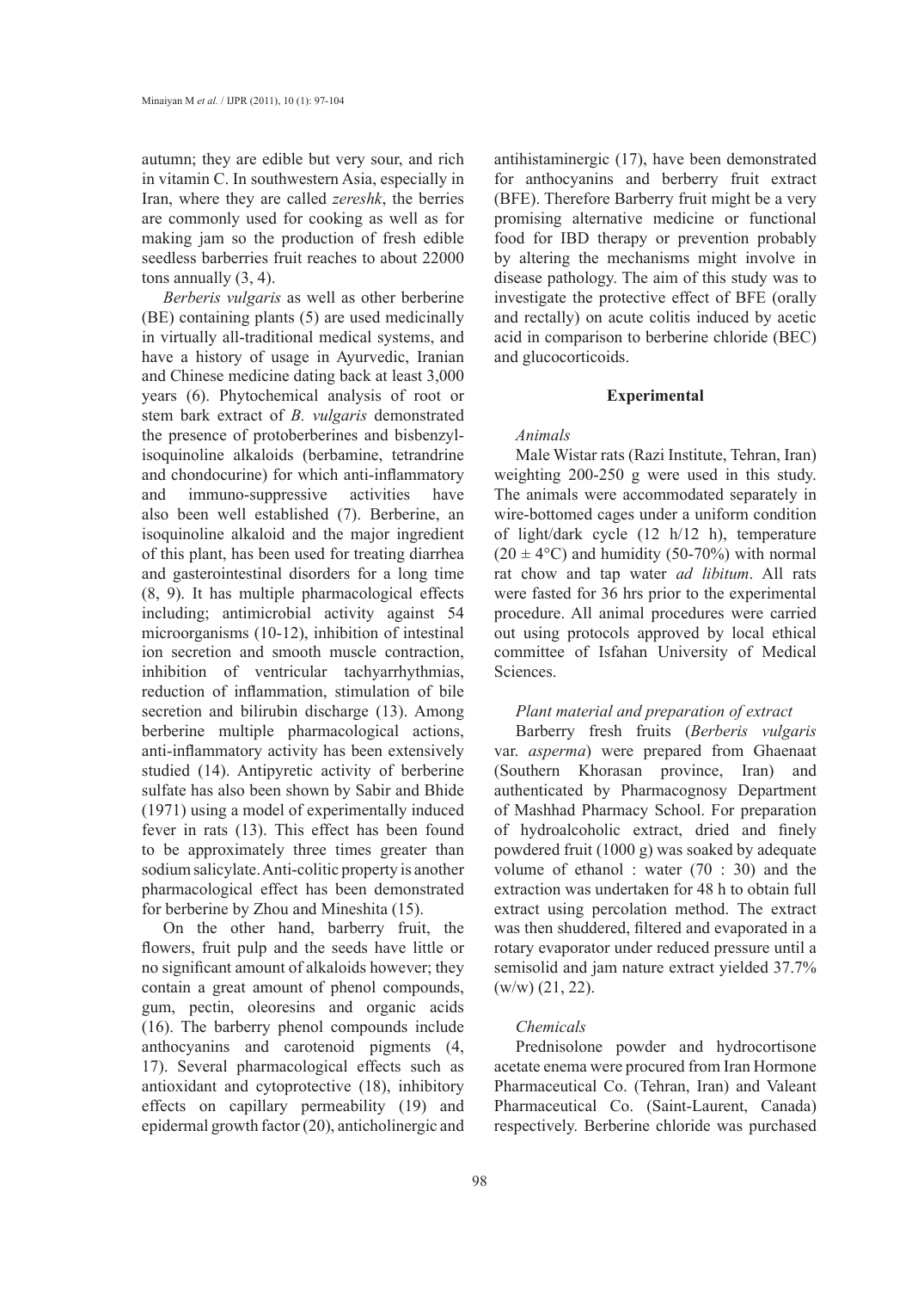autumn; they are edible but very sour, and rich in vitamin C. In southwestern Asia, especially in Iran, where they are called *zereshk*, the berries are commonly used for cooking as well as for making jam so the production of fresh edible seedless barberries fruit reaches to about 22000 tons annually (3, 4).

*Berberis vulgaris* as well as other berberine (BE) containing plants (5) are used medicinally in virtually all-traditional medical systems, and have a history of usage in Ayurvedic, Iranian and Chinese medicine dating back at least 3,000 years (6). Phytochemical analysis of root or stem bark extract of *B. vulgaris* demonstrated the presence of protoberberines and bisbenzyl-isoquinoline alkaloids (berbamine, tetrandrine and chondocurine) for which anti-inflammatory and immuno-suppressive activities have also been well established (7). Berberine, an isoquinoline alkaloid and the major ingredient of this plant, has been used for treating diarrhea and gasterointestinal disorders for a long time (8, 9). It has multiple pharmacological effects including; antimicrobial activity against 54 microorganisms (10-12), inhibition of intestinal ion secretion and smooth muscle contraction, inhibition of ventricular tachyarrhythmias, reduction of inflammation, stimulation of bile secretion and bilirubin discharge (13). Among berberine multiple pharmacological actions, anti-inflammatory activity has been extensively studied (14). Antipyretic activity of berberine sulfate has also been shown by Sabir and Bhide (1971) using a model of experimentally induced fever in rats (13). This effect has been found to be approximately three times greater than sodium salicylate. Anti-colitic property is another pharmacological effect has been demonstrated for berberine by Zhou and Mineshita (15).

On the other hand, barberry fruit, the flowers, fruit pulp and the seeds have little or no significant amount of alkaloids however; they contain a great amount of phenol compounds, gum, pectin, oleoresins and organic acids (16). The barberry phenol compounds include anthocyanins and carotenoid pigments (4, 17). Several pharmacological effects such as antioxidant and cytoprotective (18), inhibitory effects on capillary permeability (19) and epidermal growth factor (20), anticholinergic and antihistaminergic (17), have been demonstrated for anthocyanins and berberry fruit extract (BFE). Therefore Barberry fruit might be a very promising alternative medicine or functional food for IBD therapy or prevention probably by altering the mechanisms might involve in disease pathology. The aim of this study was to investigate the protective effect of BFE (orally and rectally) on acute colitis induced by acetic acid in comparison to berberine chloride (BEC) and glucocorticoids.

## Experimental

### *Animals*

Male Wistar rats (Razi Institute, Tehran, Iran) weighting 200-250 g were used in this study. The animals were accommodated separately in wire-bottomed cages under a uniform condition of light/dark cycle (12 h/12 h), temperature ($20 \pm 4$°C) and humidity (50-70%) with normal rat chow and tap water *ad libitum*. All rats were fasted for 36 hrs prior to the experimental procedure. All animal procedures were carried out using protocols approved by local ethical committee of Isfahan University of Medical Sciences.

### *Plant material and preparation of extract*

Barberry fresh fruits (*Berberis vulgaris* var. *asperma*) were prepared from Ghaenaat (Southern Khorasan province, Iran) and authenticated by Pharmacognosy Department of Mashhad Pharmacy School. For preparation of hydroalcoholic extract, dried and finely powdered fruit (1000 g) was soaked by adequate volume of ethanol : water (70 : 30) and the extraction was undertaken for 48 h to obtain full extract using percolation method. The extract was then shuddered, filtered and evaporated in a rotary evaporator under reduced pressure until a semisolid and jam nature extract yielded 37.7% (w/w) (21, 22).

### *Chemicals*

Prednisolone powder and hydrocortisone acetate enema were procured from Iran Hormone Pharmaceutical Co. (Tehran, Iran) and Valeant Pharmaceutical Co. (Saint-Laurent, Canada) respectively. Berberine chloride was purchased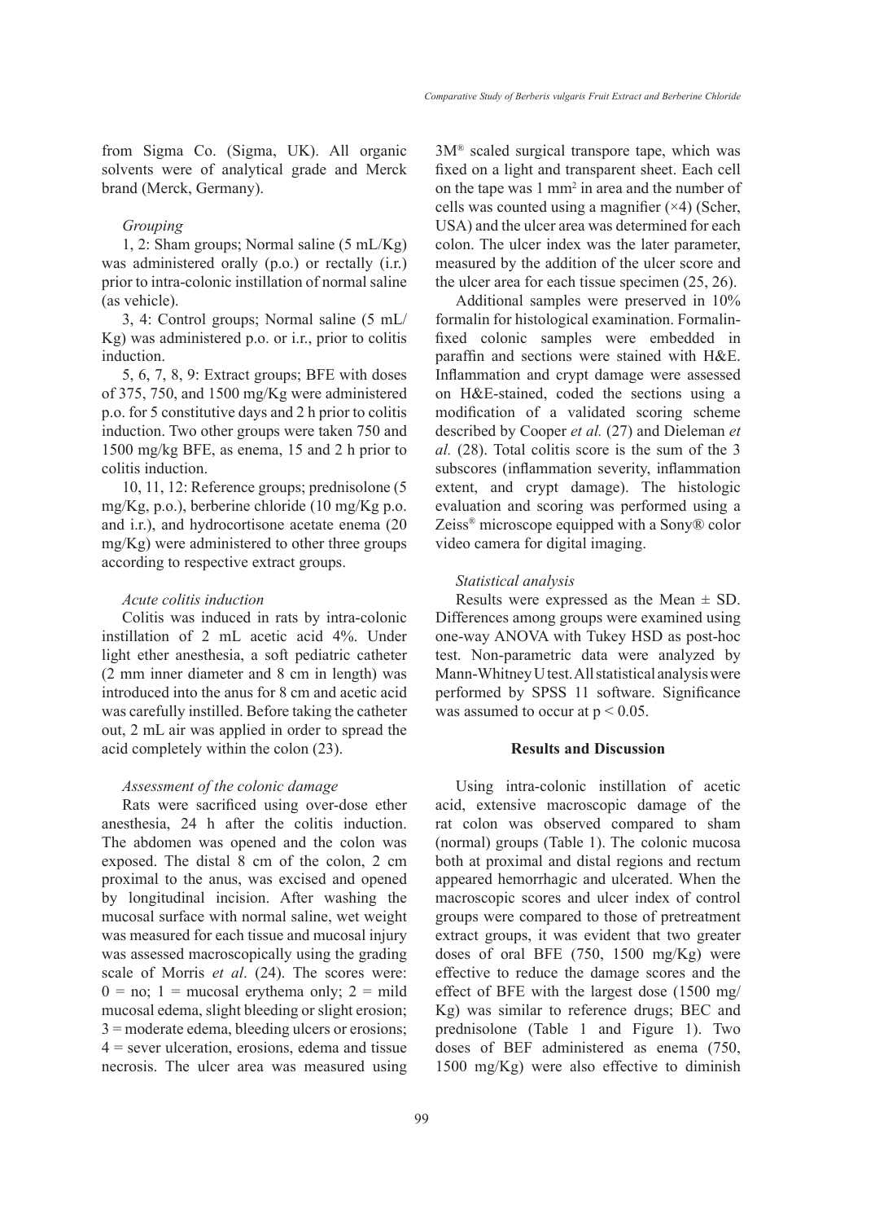from Sigma Co. (Sigma, UK). All organic solvents were of analytical grade and Merck brand (Merck, Germany).

### *Grouping*

1, 2: Sham groups; Normal saline (5 mL/Kg) was administered orally (p.o.) or rectally (i.r.) prior to intra-colonic instillation of normal saline (as vehicle).

3, 4: Control groups; Normal saline (5 mL/Kg) was administered p.o. or i.r., prior to colitis induction.

5, 6, 7, 8, 9: Extract groups; BFE with doses of 375, 750, and 1500 mg/Kg were administered p.o. for 5 constitutive days and 2 h prior to colitis induction. Two other groups were taken 750 and 1500 mg/kg BFE, as enema, 15 and 2 h prior to colitis induction.

10, 11, 12: Reference groups; prednisolone (5 mg/Kg, p.o.), berberine chloride (10 mg/Kg p.o. and i.r.), and hydrocortisone acetate enema (20 mg/Kg) were administered to other three groups according to respective extract groups.

### *Acute colitis induction*

Colitis was induced in rats by intra-colonic instillation of 2 mL acetic acid 4%. Under light ether anesthesia, a soft pediatric catheter (2 mm inner diameter and 8 cm in length) was introduced into the anus for 8 cm and acetic acid was carefully instilled. Before taking the catheter out, 2 mL air was applied in order to spread the acid completely within the colon (23).

### *Assessment of the colonic damage*

Rats were sacrificed using over-dose ether anesthesia, 24 h after the colitis induction. The abdomen was opened and the colon was exposed. The distal 8 cm of the colon, 2 cm proximal to the anus, was excised and opened by longitudinal incision. After washing the mucosal surface with normal saline, wet weight was measured for each tissue and mucosal injury was assessed macroscopically using the grading scale of Morris *et al*. (24). The scores were: 0 = no; 1 = mucosal erythema only; 2 = mild mucosal edema, slight bleeding or slight erosion; 3 = moderate edema, bleeding ulcers or erosions; 4 = sever ulceration, erosions, edema and tissue necrosis. The ulcer area was measured using 3M® scaled surgical transpore tape, which was fixed on a light and transparent sheet. Each cell on the tape was 1 mm² in area and the number of cells was counted using a magnifier (×4) (Scher, USA) and the ulcer area was determined for each colon. The ulcer index was the later parameter, measured by the addition of the ulcer score and the ulcer area for each tissue specimen (25, 26).

Additional samples were preserved in 10% formalin for histological examination. Formalin-fixed colonic samples were embedded in paraffin and sections were stained with H&E. Inflammation and crypt damage were assessed on H&E-stained, coded the sections using a modification of a validated scoring scheme described by Cooper *et al.* (27) and Dieleman *et al.* (28). Total colitis score is the sum of the 3 subscores (inflammation severity, inflammation extent, and crypt damage). The histologic evaluation and scoring was performed using a Zeiss® microscope equipped with a Sony® color video camera for digital imaging.

### *Statistical analysis*

Results were expressed as the Mean ± SD. Differences among groups were examined using one-way ANOVA with Tukey HSD as post-hoc test. Non-parametric data were analyzed by Mann-Whitney U test. All statistical analysis were performed by SPSS 11 software. Significance was assumed to occur at $p < 0.05$.

## Results and Discussion

Using intra-colonic instillation of acetic acid, extensive macroscopic damage of the rat colon was observed compared to sham (normal) groups (Table 1). The colonic mucosa both at proximal and distal regions and rectum appeared hemorrhagic and ulcerated. When the macroscopic scores and ulcer index of control groups were compared to those of pretreatment extract groups, it was evident that two greater doses of oral BFE (750, 1500 mg/Kg) were effective to reduce the damage scores and the effect of BFE with the largest dose (1500 mg/Kg) was similar to reference drugs; BEC and prednisolone (Table 1 and Figure 1). Two doses of BEF administered as enema (750, 1500 mg/Kg) were also effective to diminish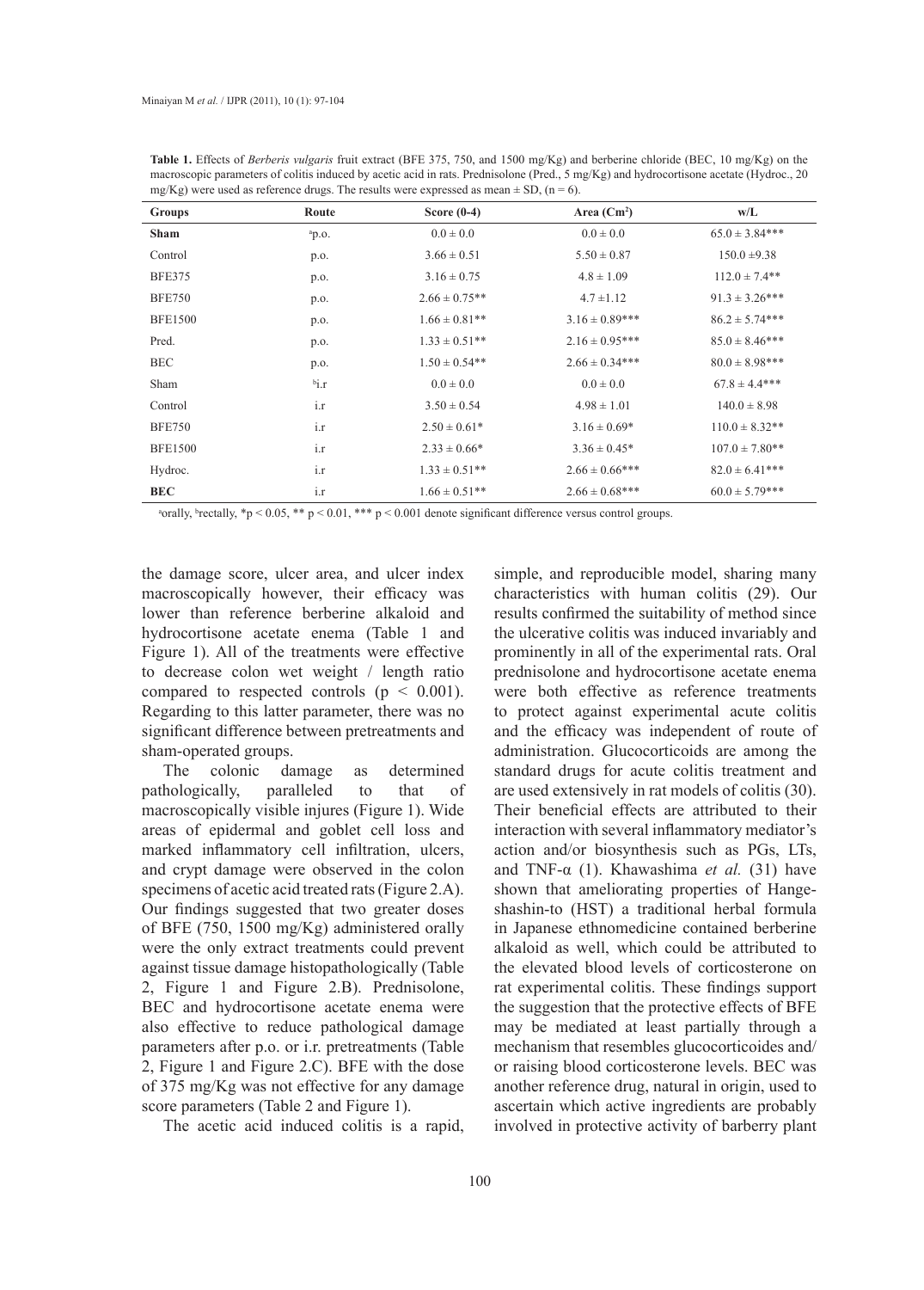**Table 1.** Effects of *Berberis vulgaris* fruit extract (BFE 375, 750, and 1500 mg/Kg) and berberine chloride (BEC, 10 mg/Kg) on the macroscopic parameters of colitis induced by acetic acid in rats. Prednisolone (Pred., 5 mg/Kg) and hydrocortisone acetate (Hydroc., 20 mg/Kg) were used as reference drugs. The results were expressed as mean ± SD, (n = 6).

| Groups | Route | Score (0-4) | Area (Cm$^2$) | w/L |
|---|---|---|---|---|
| **Sham** | [a]p.o. | 0.0 ± 0.0 | 0.0 ± 0.0 | 65.0 ± 3.84*** |
| Control | p.o. | 3.66 ± 0.51 | 5.50 ± 0.87 | 150.0 ±9.38 |
| BFE375 | p.o. | 3.16 ± 0.75 | 4.8 ± 1.09 | 112.0 ± 7.4** |
| BFE750 | p.o. | 2.66 ± 0.75** | 4.7 ±1.12 | 91.3 ± 3.26*** |
| BFE1500 | p.o. | 1.66 ± 0.81** | 3.16 ± 0.89*** | 86.2 ± 5.74*** |
| Pred. | p.o. | 1.33 ± 0.51** | 2.16 ± 0.95*** | 85.0 ± 8.46*** |
| BEC | p.o. | 1.50 ± 0.54** | 2.66 ± 0.34*** | 80.0 ± 8.98*** |
| Sham | [b]i.r | 0.0 ± 0.0 | 0.0 ± 0.0 | 67.8 ± 4.4*** |
| Control | i.r | 3.50 ± 0.54 | 4.98 ± 1.01 | 140.0 ± 8.98 |
| BFE750 | i.r | 2.50 ± 0.61* | 3.16 ± 0.69* | 110.0 ± 8.32** |
| BFE1500 | i.r | 2.33 ± 0.66* | 3.36 ± 0.45* | 107.0 ± 7.80** |
| Hydroc. | i.r | 1.33 ± 0.51** | 2.66 ± 0.66*** | 82.0 ± 6.41*** |
| **BEC** | i.r | 1.66 ± 0.51** | 2.66 ± 0.68*** | 60.0 ± 5.79*** |

[a]orally, [b]rectally, *$p < 0.05$, ** $p < 0.01$, *** $p < 0.001$ denote significant difference versus control groups.

the damage score, ulcer area, and ulcer index macroscopically however, their efficacy was lower than reference berberine alkaloid and hydrocortisone acetate enema (Table 1 and Figure 1). All of the treatments were effective to decrease colon wet weight / length ratio compared to respected controls ($p < 0.001$). Regarding to this latter parameter, there was no significant difference between pretreatments and sham-operated groups.

The colonic damage as determined pathologically, paralleled to that of macroscopically visible injures (Figure 1). Wide areas of epidermal and goblet cell loss and marked inflammatory cell infiltration, ulcers, and crypt damage were observed in the colon specimens of acetic acid treated rats (Figure 2.A). Our findings suggested that two greater doses of BFE (750, 1500 mg/Kg) administered orally were the only extract treatments could prevent against tissue damage histopathologically (Table 2, Figure 1 and Figure 2.B). Prednisolone, BEC and hydrocortisone acetate enema were also effective to reduce pathological damage parameters after p.o. or i.r. pretreatments (Table 2, Figure 1 and Figure 2.C). BFE with the dose of 375 mg/Kg was not effective for any damage score parameters (Table 2 and Figure 1).

The acetic acid induced colitis is a rapid, simple, and reproducible model, sharing many characteristics with human colitis (29). Our results confirmed the suitability of method since the ulcerative colitis was induced invariably and prominently in all of the experimental rats. Oral prednisolone and hydrocortisone acetate enema were both effective as reference treatments to protect against experimental acute colitis and the efficacy was independent of route of administration. Glucocorticoids are among the standard drugs for acute colitis treatment and are used extensively in rat models of colitis (30). Their beneficial effects are attributed to their interaction with several inflammatory mediator's action and/or biosynthesis such as PGs, LTs, and TNF-α (1). Khawashima *et al.* (31) have shown that ameliorating properties of Hange-shashin-to (HST) a traditional herbal formula in Japanese ethnomedicine contained berberine alkaloid as well, which could be attributed to the elevated blood levels of corticosterone on rat experimental colitis. These findings support the suggestion that the protective effects of BFE may be mediated at least partially through a mechanism that resembles glucocorticoides and/or raising blood corticosterone levels. BEC was another reference drug, natural in origin, used to ascertain which active ingredients are probably involved in protective activity of barberry plant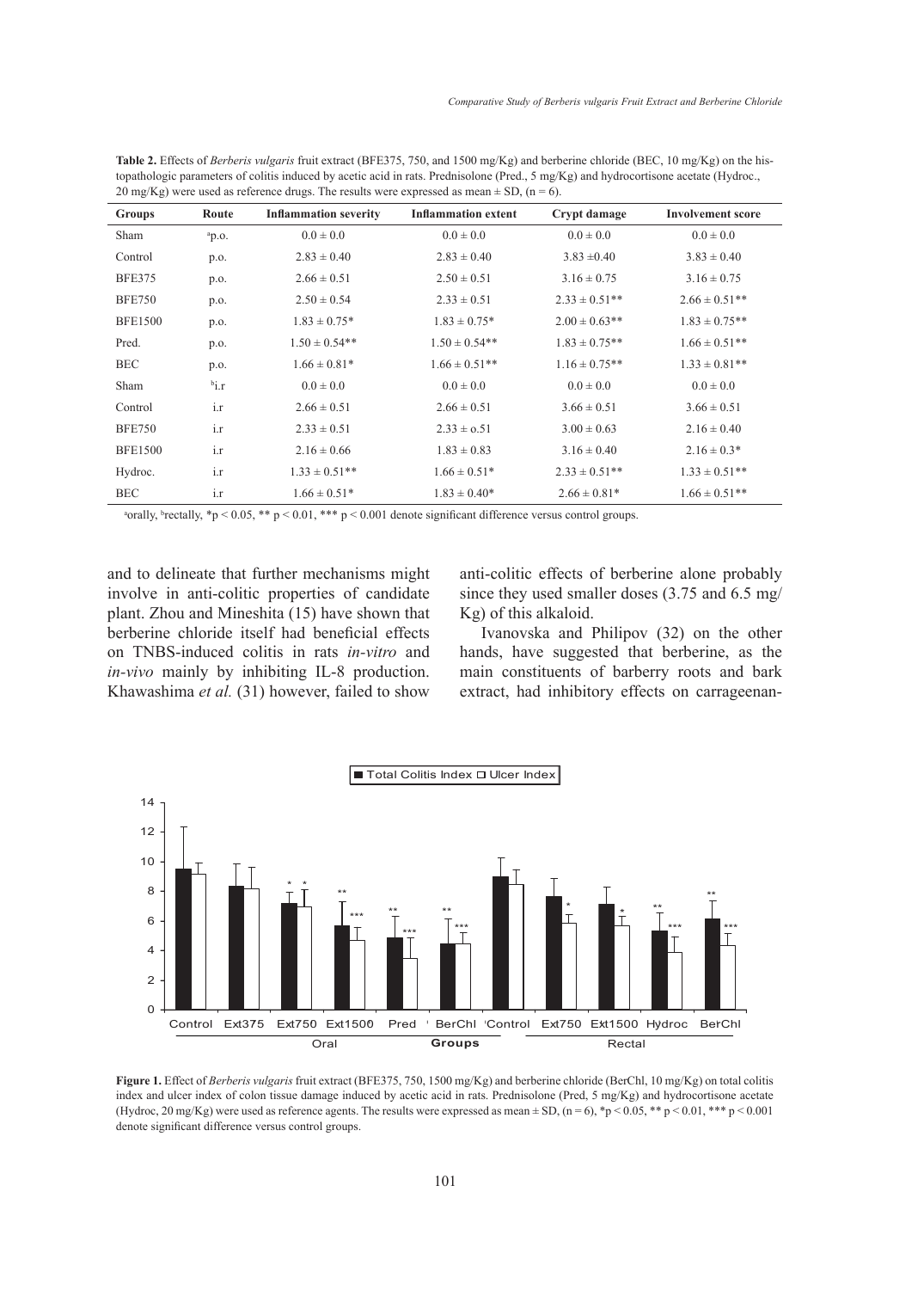**Table 2.** Effects of *Berberis vulgaris* fruit extract (BFE375, 750, and 1500 mg/Kg) and berberine chloride (BEC, 10 mg/Kg) on the histopathologic parameters of colitis induced by acetic acid in rats. Prednisolone (Pred., 5 mg/Kg) and hydrocortisone acetate (Hydroc., 20 mg/Kg) were used as reference drugs. The results were expressed as mean ± SD, (n = 6).

| Groups | Route | Inflammation severity | Inflammation extent | Crypt damage | Involvement score |
|---|---|---|---|---|---|
| Sham | [a]p.o. | 0.0 ± 0.0 | 0.0 ± 0.0 | 0.0 ± 0.0 | 0.0 ± 0.0 |
| Control | p.o. | 2.83 ± 0.40 | 2.83 ± 0.40 | 3.83 ±0.40 | 3.83 ± 0.40 |
| BFE375 | p.o. | 2.66 ± 0.51 | 2.50 ± 0.51 | 3.16 ± 0.75 | 3.16 ± 0.75 |
| BFE750 | p.o. | 2.50 ± 0.54 | 2.33 ± 0.51 | 2.33 ± 0.51** | 2.66 ± 0.51** |
| BFE1500 | p.o. | 1.83 ± 0.75* | 1.83 ± 0.75* | 2.00 ± 0.63** | 1.83 ± 0.75** |
| Pred. | p.o. | 1.50 ± 0.54** | 1.50 ± 0.54** | 1.83 ± 0.75** | 1.66 ± 0.51** |
| BEC | p.o. | 1.66 ± 0.81* | 1.66 ± 0.51** | 1.16 ± 0.75** | 1.33 ± 0.81** |
| Sham | [b]i.r | 0.0 ± 0.0 | 0.0 ± 0.0 | 0.0 ± 0.0 | 0.0 ± 0.0 |
| Control | i.r | 2.66 ± 0.51 | 2.66 ± 0.51 | 3.66 ± 0.51 | 3.66 ± 0.51 |
| BFE750 | i.r | 2.33 ± 0.51 | 2.33 ± o.51 | 3.00 ± 0.63 | 2.16 ± 0.40 |
| BFE1500 | i.r | 2.16 ± 0.66 | 1.83 ± 0.83 | 3.16 ± 0.40 | 2.16 ± 0.3* |
| Hydroc. | i.r | 1.33 ± 0.51** | 1.66 ± 0.51* | 2.33 ± 0.51** | 1.33 ± 0.51** |
| BEC | i.r | 1.66 ± 0.51* | 1.83 ± 0.40* | 2.66 ± 0.81* | 1.66 ± 0.51** |

[a]orally, [b]rectally, *p < 0.05, ** p < 0.01, *** p < 0.001 denote significant difference versus control groups.

and to delineate that further mechanisms might involve in anti-colitic properties of candidate plant. Zhou and Mineshita (15) have shown that berberine chloride itself had beneficial effects on TNBS-induced colitis in rats *in-vitro* and *in-vivo* mainly by inhibiting IL-8 production. Khawashima *et al.* (31) however, failed to show anti-colitic effects of berberine alone probably since they used smaller doses (3.75 and 6.5 mg/Kg) of this alkaloid.

Ivanovska and Philipov (32) on the other hands, have suggested that berberine, as the main constituents of barberry roots and bark extract, had inhibitory effects on carrageenan-

**Figure 1.** Effect of *Berberis vulgaris* fruit extract (BFE375, 750, 1500 mg/Kg) and berberine chloride (BerChl, 10 mg/Kg) on total colitis index and ulcer index of colon tissue damage induced by acetic acid in rats. Prednisolone (Pred, 5 mg/Kg) and hydrocortisone acetate (Hydroc, 20 mg/Kg) were used as reference agents. The results were expressed as mean ± SD, (n = 6), *p < 0.05, ** p < 0.01, *** p < 0.001 denote significant difference versus control groups.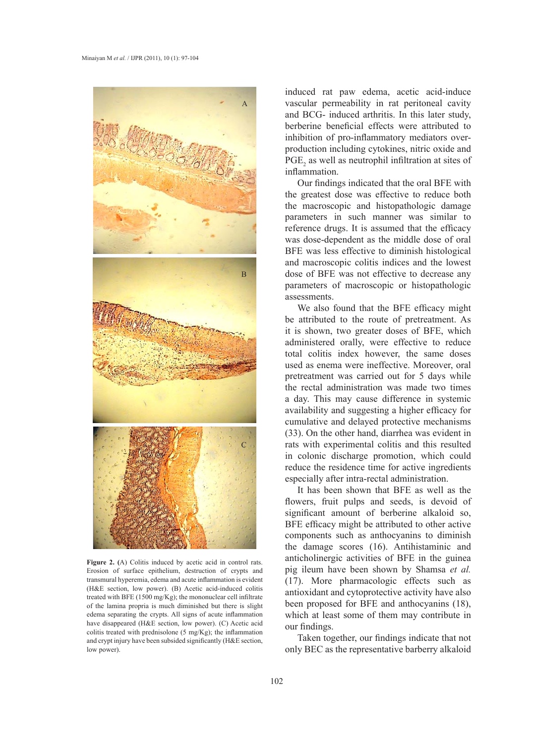**Figure 2.** (A) Colitis induced by acetic acid in control rats. Erosion of surface epithelium, destruction of crypts and transmural hyperemia, edema and acute inflammation is evident (H&E section, low power). (B) Acetic acid-induced colitis treated with BFE (1500 mg/Kg); the mononuclear cell infiltrate of the lamina propria is much diminished but there is slight edema separating the crypts. All signs of acute inflammation have disappeared (H&E section, low power). (C) Acetic acid colitis treated with prednisolone (5 mg/Kg); the inflammation and crypt injury have been subsided significantly (H&E section, low power).

induced rat paw edema, acetic acid-induce vascular permeability in rat peritoneal cavity and BCG- induced arthritis. In this later study, berberine beneficial effects were attributed to inhibition of pro-inflammatory mediators over-production including cytokines, nitric oxide and $PGE_2$ as well as neutrophil infiltration at sites of inflammation.

Our findings indicated that the oral BFE with the greatest dose was effective to reduce both the macroscopic and histopathologic damage parameters in such manner was similar to reference drugs. It is assumed that the efficacy was dose-dependent as the middle dose of oral BFE was less effective to diminish histological and macroscopic colitis indices and the lowest dose of BFE was not effective to decrease any parameters of macroscopic or histopathologic assessments.

We also found that the BFE efficacy might be attributed to the route of pretreatment. As it is shown, two greater doses of BFE, which administered orally, were effective to reduce total colitis index however, the same doses used as enema were ineffective. Moreover, oral pretreatment was carried out for 5 days while the rectal administration was made two times a day. This may cause difference in systemic availability and suggesting a higher efficacy for cumulative and delayed protective mechanisms (33). On the other hand, diarrhea was evident in rats with experimental colitis and this resulted in colonic discharge promotion, which could reduce the residence time for active ingredients especially after intra-rectal administration.

It has been shown that BFE as well as the flowers, fruit pulps and seeds, is devoid of significant amount of berberine alkaloid so, BFE efficacy might be attributed to other active components such as anthocyanins to diminish the damage scores (16). Antihistaminic and anticholinergic activities of BFE in the guinea pig ileum have been shown by Shamsa *et al.* (17). More pharmacologic effects such as antioxidant and cytoprotective activity have also been proposed for BFE and anthocyanins (18), which at least some of them may contribute in our findings.

Taken together, our findings indicate that not only BEC as the representative barberry alkaloid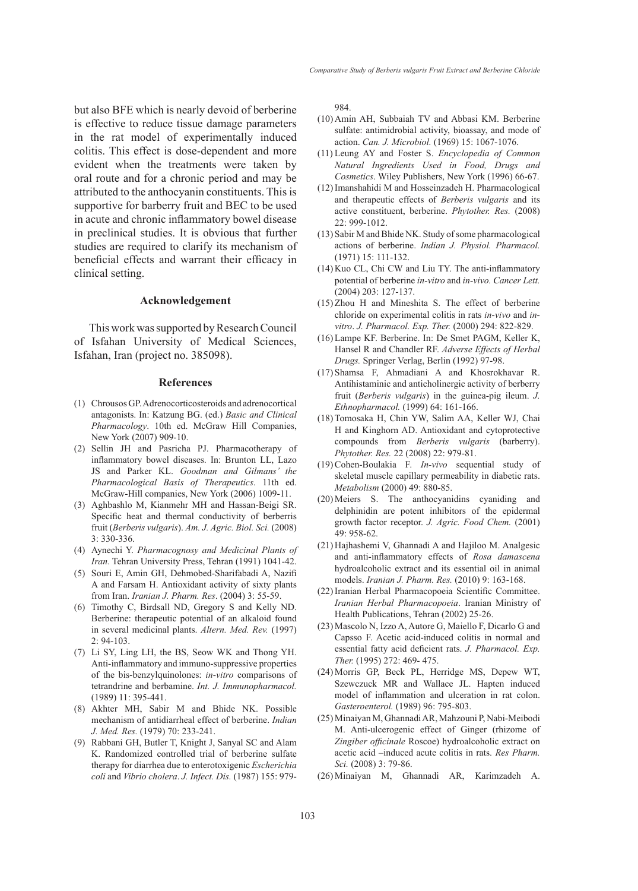but also BFE which is nearly devoid of berberine is effective to reduce tissue damage parameters in the rat model of experimentally induced colitis. This effect is dose-dependent and more evident when the treatments were taken by oral route and for a chronic period and may be attributed to the anthocyanin constituents. This is supportive for barberry fruit and BEC to be used in acute and chronic inflammatory bowel disease in preclinical studies. It is obvious that further studies are required to clarify its mechanism of beneficial effects and warrant their efficacy in clinical setting.

## Acknowledgement

This work was supported by Research Council of Isfahan University of Medical Sciences, Isfahan, Iran (project no. 385098).

## References

(1) Chrousos GP. Adrenocorticosteroids and adrenocortical antagonists. In: Katzung BG. (ed.) *Basic and Clinical Pharmacology*. 10th ed. McGraw Hill Companies, New York (2007) 909-10.

(2) Sellin JH and Pasricha PJ. Pharmacotherapy of inflammatory bowel diseases. In: Brunton LL, Lazo JS and Parker KL. *Goodman and Gilmans' the Pharmacological Basis of Therapeutics*. 11th ed. McGraw-Hill companies, New York (2006) 1009-11.

(3) Aghbashlo M, Kianmehr MH and Hassan-Beigi SR. Specific heat and thermal conductivity of berberris fruit (*Berberis vulgaris*). *Am. J. Agric. Biol. Sci.* (2008) 3: 330-336.

(4) Aynechi Y. *Pharmacognosy and Medicinal Plants of Iran*. Tehran University Press, Tehran (1991) 1041-42.

(5) Souri E, Amin GH, Dehmobed-Sharifabadi A, Nazifi A and Farsam H. Antioxidant activity of sixty plants from Iran. *Iranian J. Pharm. Res*. (2004) 3: 55-59.

(6) Timothy C, Birdsall ND, Gregory S and Kelly ND. Berberine: therapeutic potential of an alkaloid found in several medicinal plants. *Altern. Med. Rev.* (1997) 2: 94-103.

(7) Li SY, Ling LH, the BS, Seow WK and Thong YH. Anti-inflammatory and immuno-suppressive properties of the bis-benzylquinolones: *in-vitro* comparisons of tetrandrine and berbamine. *Int. J. Immunopharmacol.* (1989) 11: 395-441.

(8) Akhter MH, Sabir M and Bhide NK. Possible mechanism of antidiarrheal effect of berberine. *Indian J. Med. Res.* (1979) 70: 233-241.

(9) Rabbani GH, Butler T, Knight J, Sanyal SC and Alam K. Randomized controlled trial of berberine sulfate therapy for diarrhea due to enterotoxigenic *Escherichia coli* and *Vibrio cholera*. *J. Infect. Dis.* (1987) 155: 979-984.

(10) Amin AH, Subbaiah TV and Abbasi KM. Berberine sulfate: antimidrobial activity, bioassay, and mode of action. *Can. J. Microbiol.* (1969) 15: 1067-1076.

(11) Leung AY and Foster S. *Encyclopedia of Common Natural Ingredients Used in Food, Drugs and Cosmetics*. Wiley Publishers, New York (1996) 66-67.

(12) Imanshahidi M and Hosseinzadeh H. Pharmacological and therapeutic effects of *Berberis vulgaris* and its active constituent, berberine. *Phytother. Res.* (2008) 22: 999-1012.

(13) Sabir M and Bhide NK. Study of some pharmacological actions of berberine. *Indian J. Physiol. Pharmacol.* (1971) 15: 111-132.

(14) Kuo CL, Chi CW and Liu TY. The anti-inflammatory potential of berberine *in-vitro* and *in-vivo*. *Cancer Lett.* (2004) 203: 127-137.

(15) Zhou H and Mineshita S. The effect of berberine chloride on experimental colitis in rats *in-vivo* and *in-vitro*. *J. Pharmacol. Exp. Ther.* (2000) 294: 822-829.

(16) Lampe KF. Berberine. In: De Smet PAGM, Keller K, Hansel R and Chandler RF. *Adverse Effects of Herbal Drugs.* Springer Verlag, Berlin (1992) 97-98.

(17) Shamsa F, Ahmadiani A and Khosrokhavar R. Antihistaminic and anticholinergic activity of berberry fruit (*Berberis vulgaris*) in the guinea-pig ileum. *J. Ethnopharmacol.* (1999) 64: 161-166.

(18) Tomosaka H, Chin YW, Salim AA, Keller WJ, Chai H and Kinghorn AD. Antioxidant and cytoprotective compounds from *Berberis vulgaris* (barberry). *Phytother. Res.* 22 (2008) 22: 979-81.

(19) Cohen-Boulakia F. *In-vivo* sequential study of skeletal muscle capillary permeability in diabetic rats. *Metabolism* (2000) 49: 880-85.

(20) Meiers S. The anthocyanidins cyaniding and delphinidin are potent inhibitors of the epidermal growth factor receptor. *J. Agric. Food Chem.* (2001) 49: 958-62.

(21) Hajhashemi V, Ghannadi A and Hajiloo M. Analgesic and anti-inflammatory effects of *Rosa damascena* hydroalcoholic extract and its essential oil in animal models. *Iranian J. Pharm. Res.* (2010) 9: 163-168.

(22) Iranian Herbal Pharmacopoeia Scientific Committee. *Iranian Herbal Pharmacopoeia*. Iranian Ministry of Health Publications, Tehran (2002) 25-26.

(23) Mascolo N, Izzo A, Autore G, Maiello F, Dicarlo G and Capsso F. Acetic acid-induced colitis in normal and essential fatty acid deficient rats. *J. Pharmacol. Exp. Ther.* (1995) 272: 469- 475.

(24) Morris GP, Beck PL, Herridge MS, Depew WT, Szewczuck MR and Wallace JL. Hapten induced model of inflammation and ulceration in rat colon. *Gasteroenterol.* (1989) 96: 795-803.

(25) Minaiyan M, Ghannadi AR, Mahzouni P, Nabi-Meibodi M. Anti-ulcerogenic effect of Ginger (rhizome of *Zingiber officinale* Roscoe) hydroalcoholic extract on acetic acid –induced acute colitis in rats. *Res Pharm. Sci.* (2008) 3: 79-86.

(26) Minaiyan M, Ghannadi AR, Karimzadeh A.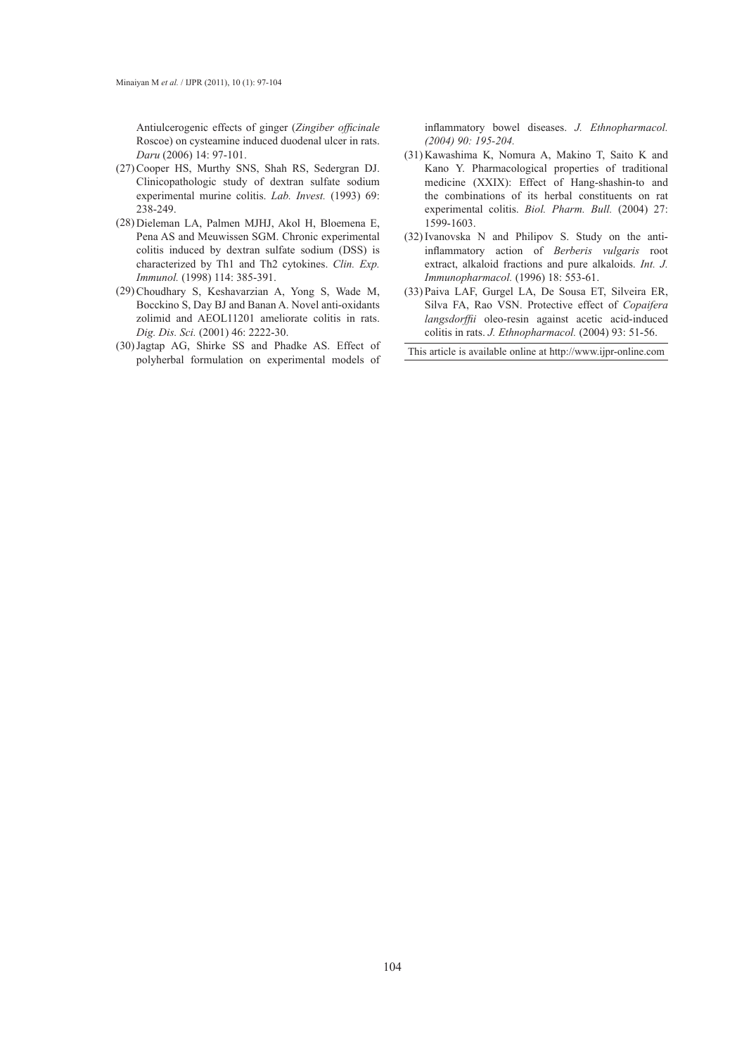Antiulcerogenic effects of ginger (*Zingiber officinale* Roscoe) on cysteamine induced duodenal ulcer in rats. *Daru* (2006) 14: 97-101.

(27) Cooper HS, Murthy SNS, Shah RS, Sedergran DJ. Clinicopathologic study of dextran sulfate sodium experimental murine colitis. *Lab. Invest.* (1993) 69: 238-249.

(28) Dieleman LA, Palmen MJHJ, Akol H, Bloemena E, Pena AS and Meuwissen SGM. Chronic experimental colitis induced by dextran sulfate sodium (DSS) is characterized by Th1 and Th2 cytokines. *Clin. Exp. Immunol.* (1998) 114: 385-391.

(29) Choudhary S, Keshavarzian A, Yong S, Wade M, Bocckino S, Day BJ and Banan A. Novel anti-oxidants zolimid and AEOL11201 ameliorate colitis in rats. *Dig. Dis. Sci.* (2001) 46: 2222-30.

(30) Jagtap AG, Shirke SS and Phadke AS. Effect of polyherbal formulation on experimental models of inflammatory bowel diseases. *J. Ethnopharmacol. (2004) 90: 195-204.*

(31) Kawashima K, Nomura A, Makino T, Saito K and Kano Y. Pharmacological properties of traditional medicine (XXIX): Effect of Hang-shashin-to and the combinations of its herbal constituents on rat experimental colitis. *Biol. Pharm. Bull.* (2004) 27: 1599-1603.

(32) Ivanovska N and Philipov S. Study on the anti-inflammatory action of *Berberis vulgaris* root extract, alkaloid fractions and pure alkaloids. *Int. J. Immunopharmacol.* (1996) 18: 553-61.

(33) Paiva LAF, Gurgel LA, De Sousa ET, Silveira ER, Silva FA, Rao VSN. Protective effect of *Copaifera langsdorffii* oleo-resin against acetic acid-induced colitis in rats. *J. Ethnopharmacol.* (2004) 93: 51-56.

This article is available online at http://www.ijpr-online.com